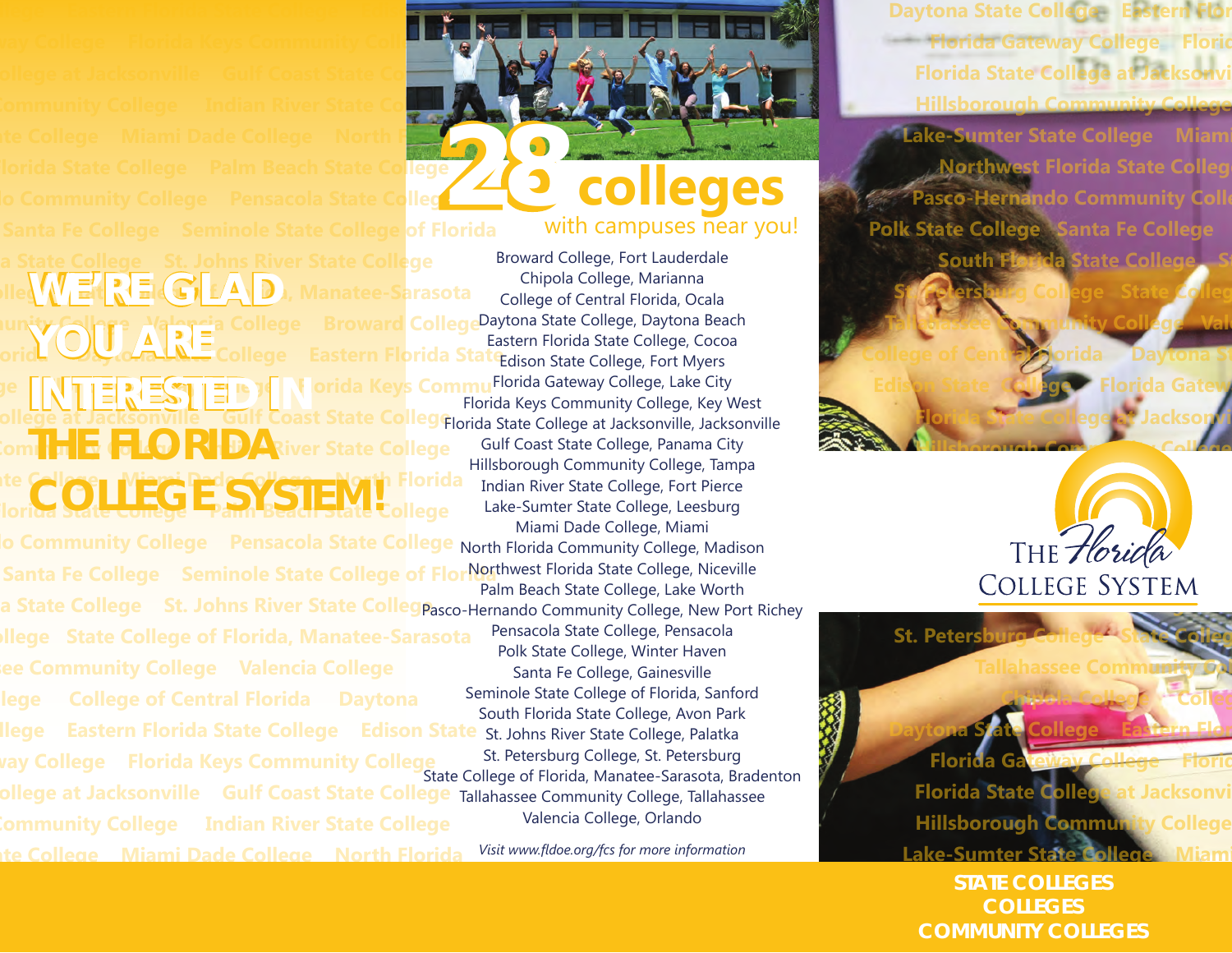# WE'RE GLAD YOU ARE INTERESTED IN THE FLORIDA COLLEGE SYSTEM!

## 28 colleges with campuses near you!

Broward College, Fort Lauderdale
Chipola College, Marianna
College of Central Florida, Ocala
Daytona State College, Daytona Beach
Eastern Florida State College, Cocoa
Edison State College, Fort Myers
Florida Gateway College, Lake City
Florida Keys Community College, Key West
Florida State College at Jacksonville, Jacksonville
Gulf Coast State College, Panama City
Hillsborough Community College, Tampa
Indian River State College, Fort Pierce
Lake-Sumter State College, Leesburg
Miami Dade College, Miami
North Florida Community College, Madison
Northwest Florida State College, Niceville
Palm Beach State College, Lake Worth
Pasco-Hernando Community College, New Port Richey
Pensacola State College, Pensacola
Polk State College, Winter Haven
Santa Fe College, Gainesville
Seminole State College of Florida, Sanford
South Florida State College, Avon Park
St. Johns River State College, Palatka
St. Petersburg College, St. Petersburg
State College of Florida, Manatee-Sarasota, Bradenton
Tallahassee Community College, Tallahassee
Valencia College, Orlando

*Visit www.fldoe.org/fcs for more information*

THE *Florida* COLLEGE SYSTEM

**STATE COLLEGES**
**COLLEGES**
**COMMUNITY COLLEGES**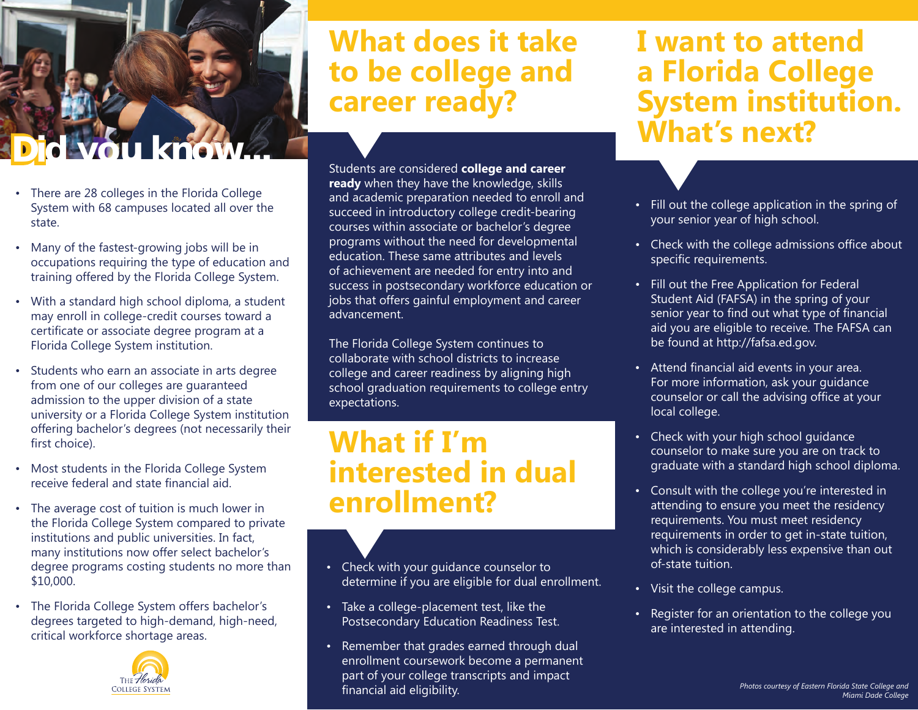# Did you know...

- There are 28 colleges in the Florida College System with 68 campuses located all over the state.
- Many of the fastest-growing jobs will be in occupations requiring the type of education and training offered by the Florida College System.
- With a standard high school diploma, a student may enroll in college-credit courses toward a certificate or associate degree program at a Florida College System institution.
- Students who earn an associate in arts degree from one of our colleges are guaranteed admission to the upper division of a state university or a Florida College System institution offering bachelor's degrees (not necessarily their first choice).
- Most students in the Florida College System receive federal and state financial aid.
- The average cost of tuition is much lower in the Florida College System compared to private institutions and public universities. In fact, many institutions now offer select bachelor's degree programs costing students no more than $10,000.
- The Florida College System offers bachelor's degrees targeted to high-demand, high-need, critical workforce shortage areas.

THE Florida COLLEGE SYSTEM

# What does it take to be college and career ready?

Students are considered **college and career ready** when they have the knowledge, skills and academic preparation needed to enroll and succeed in introductory college credit-bearing courses within associate or bachelor's degree programs without the need for developmental education. These same attributes and levels of achievement are needed for entry into and success in postsecondary workforce education or jobs that offers gainful employment and career advancement.

The Florida College System continues to collaborate with school districts to increase college and career readiness by aligning high school graduation requirements to college entry expectations.

# What if I'm interested in dual enrollment?

- Check with your guidance counselor to determine if you are eligible for dual enrollment.
- Take a college-placement test, like the Postsecondary Education Readiness Test.
- Remember that grades earned through dual enrollment coursework become a permanent part of your college transcripts and impact financial aid eligibility.

# I want to attend a Florida College System institution. What's next?

- Fill out the college application in the spring of your senior year of high school.
- Check with the college admissions office about specific requirements.
- Fill out the Free Application for Federal Student Aid (FAFSA) in the spring of your senior year to find out what type of financial aid you are eligible to receive. The FAFSA can be found at http://fafsa.ed.gov.
- Attend financial aid events in your area. For more information, ask your guidance counselor or call the advising office at your local college.
- Check with your high school guidance counselor to make sure you are on track to graduate with a standard high school diploma.
- Consult with the college you're interested in attending to ensure you meet the residency requirements. You must meet residency requirements in order to get in-state tuition, which is considerably less expensive than out of-state tuition.
- Visit the college campus.
- Register for an orientation to the college you are interested in attending.

*Photos courtesy of Eastern Florida State College and Miami Dade College*